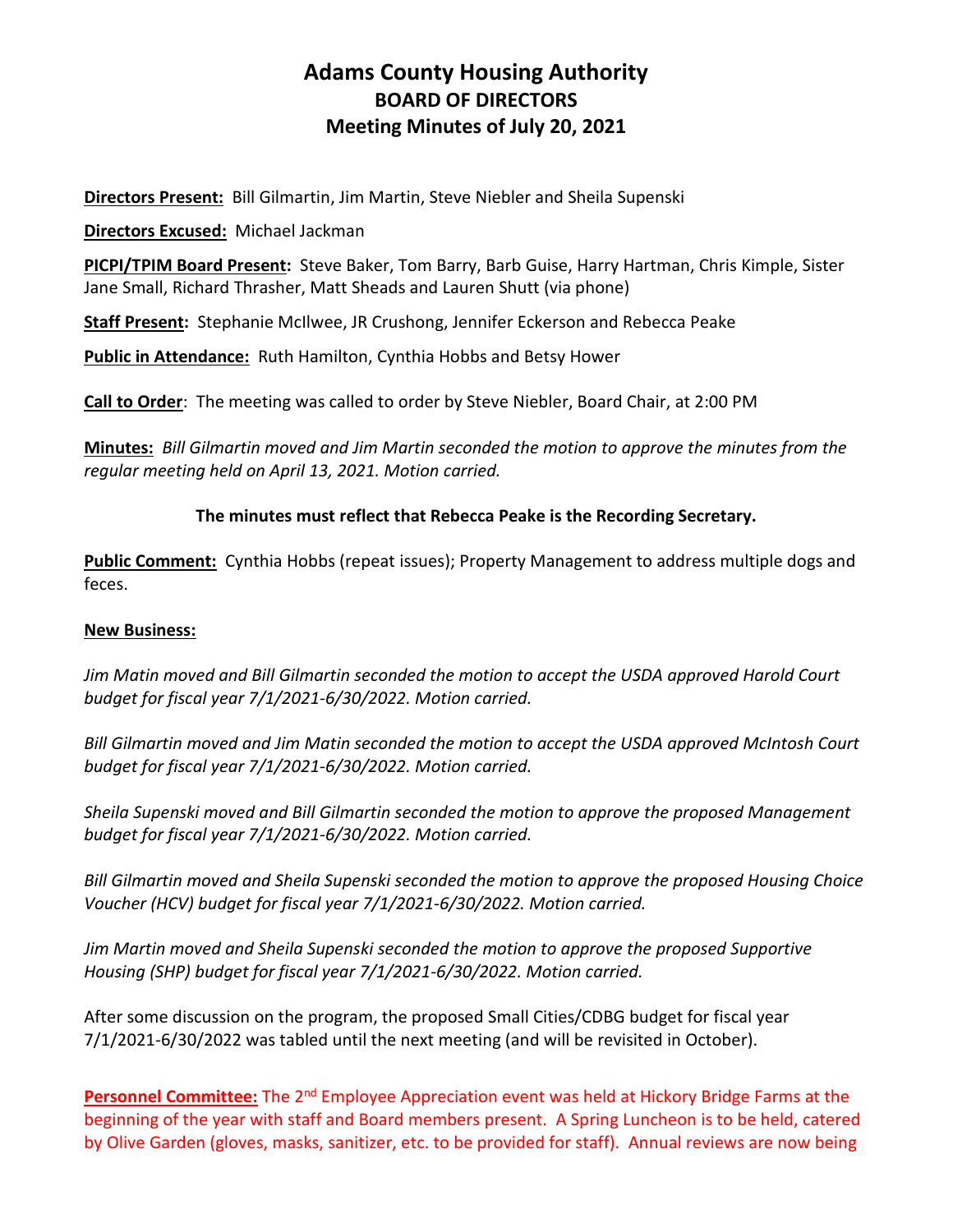# Adams County Housing Authority
## BOARD OF DIRECTORS
## Meeting Minutes of July 20, 2021

**Directors Present:** Bill Gilmartin, Jim Martin, Steve Niebler and Sheila Supenski

**Directors Excused:** Michael Jackman

**PICPI/TPIM Board Present:** Steve Baker, Tom Barry, Barb Guise, Harry Hartman, Chris Kimple, Sister Jane Small, Richard Thrasher, Matt Sheads and Lauren Shutt (via phone)

**Staff Present:** Stephanie McIlwee, JR Crushong, Jennifer Eckerson and Rebecca Peake

**Public in Attendance:** Ruth Hamilton, Cynthia Hobbs and Betsy Hower

**Call to Order**: The meeting was called to order by Steve Niebler, Board Chair, at 2:00 PM

**Minutes:** *Bill Gilmartin moved and Jim Martin seconded the motion to approve the minutes from the regular meeting held on April 13, 2021. Motion carried.*

**The minutes must reflect that Rebecca Peake is the Recording Secretary.**

**Public Comment:** Cynthia Hobbs (repeat issues); Property Management to address multiple dogs and feces.

**New Business:**

*Jim Matin moved and Bill Gilmartin seconded the motion to accept the USDA approved Harold Court budget for fiscal year 7/1/2021-6/30/2022. Motion carried.*

*Bill Gilmartin moved and Jim Matin seconded the motion to accept the USDA approved McIntosh Court budget for fiscal year 7/1/2021-6/30/2022. Motion carried.*

*Sheila Supenski moved and Bill Gilmartin seconded the motion to approve the proposed Management budget for fiscal year 7/1/2021-6/30/2022. Motion carried.*

*Bill Gilmartin moved and Sheila Supenski seconded the motion to approve the proposed Housing Choice Voucher (HCV) budget for fiscal year 7/1/2021-6/30/2022. Motion carried.*

*Jim Martin moved and Sheila Supenski seconded the motion to approve the proposed Supportive Housing (SHP) budget for fiscal year 7/1/2021-6/30/2022. Motion carried.*

After some discussion on the program, the proposed Small Cities/CDBG budget for fiscal year 7/1/2021-6/30/2022 was tabled until the next meeting (and will be revisited in October).

**Personnel Committee:** The 2nd Employee Appreciation event was held at Hickory Bridge Farms at the beginning of the year with staff and Board members present. A Spring Luncheon is to be held, catered by Olive Garden (gloves, masks, sanitizer, etc. to be provided for staff). Annual reviews are now being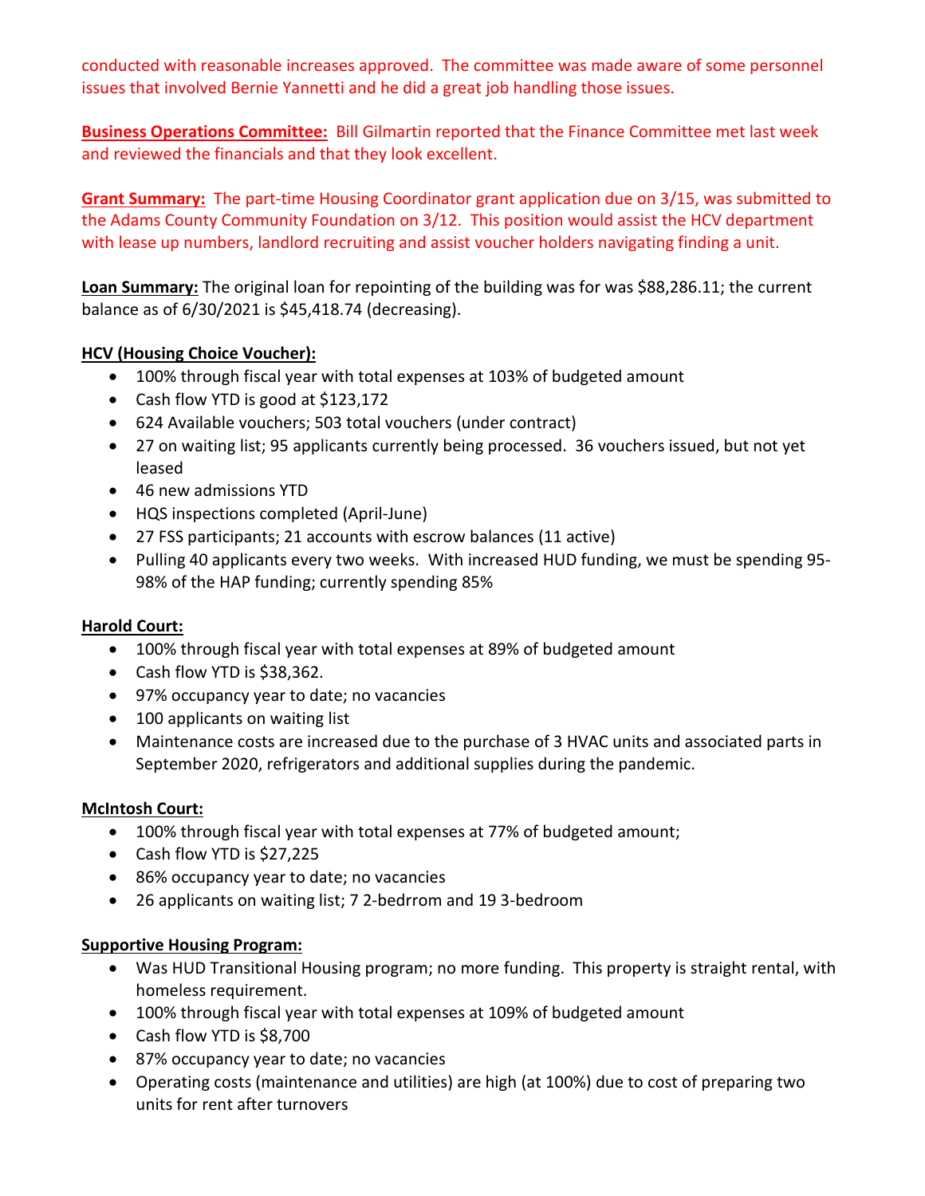conducted with reasonable increases approved. The committee was made aware of some personnel issues that involved Bernie Yannetti and he did a great job handling those issues.

**Business Operations Committee:** Bill Gilmartin reported that the Finance Committee met last week and reviewed the financials and that they look excellent.

**Grant Summary:** The part-time Housing Coordinator grant application due on 3/15, was submitted to the Adams County Community Foundation on 3/12. This position would assist the HCV department with lease up numbers, landlord recruiting and assist voucher holders navigating finding a unit.

**Loan Summary:** The original loan for repointing of the building was for was $88,286.11; the current balance as of 6/30/2021 is $45,418.74 (decreasing).

**HCV (Housing Choice Voucher):**

- 100% through fiscal year with total expenses at 103% of budgeted amount
- Cash flow YTD is good at $123,172
- 624 Available vouchers; 503 total vouchers (under contract)
- 27 on waiting list; 95 applicants currently being processed. 36 vouchers issued, but not yet leased
- 46 new admissions YTD
- HQS inspections completed (April-June)
- 27 FSS participants; 21 accounts with escrow balances (11 active)
- Pulling 40 applicants every two weeks. With increased HUD funding, we must be spending 95-98% of the HAP funding; currently spending 85%

**Harold Court:**

- 100% through fiscal year with total expenses at 89% of budgeted amount
- Cash flow YTD is $38,362.
- 97% occupancy year to date; no vacancies
- 100 applicants on waiting list
- Maintenance costs are increased due to the purchase of 3 HVAC units and associated parts in September 2020, refrigerators and additional supplies during the pandemic.

**McIntosh Court:**

- 100% through fiscal year with total expenses at 77% of budgeted amount;
- Cash flow YTD is $27,225
- 86% occupancy year to date; no vacancies
- 26 applicants on waiting list; 7 2-bedrrom and 19 3-bedroom

**Supportive Housing Program:**

- Was HUD Transitional Housing program; no more funding. This property is straight rental, with homeless requirement.
- 100% through fiscal year with total expenses at 109% of budgeted amount
- Cash flow YTD is $8,700
- 87% occupancy year to date; no vacancies
- Operating costs (maintenance and utilities) are high (at 100%) due to cost of preparing two units for rent after turnovers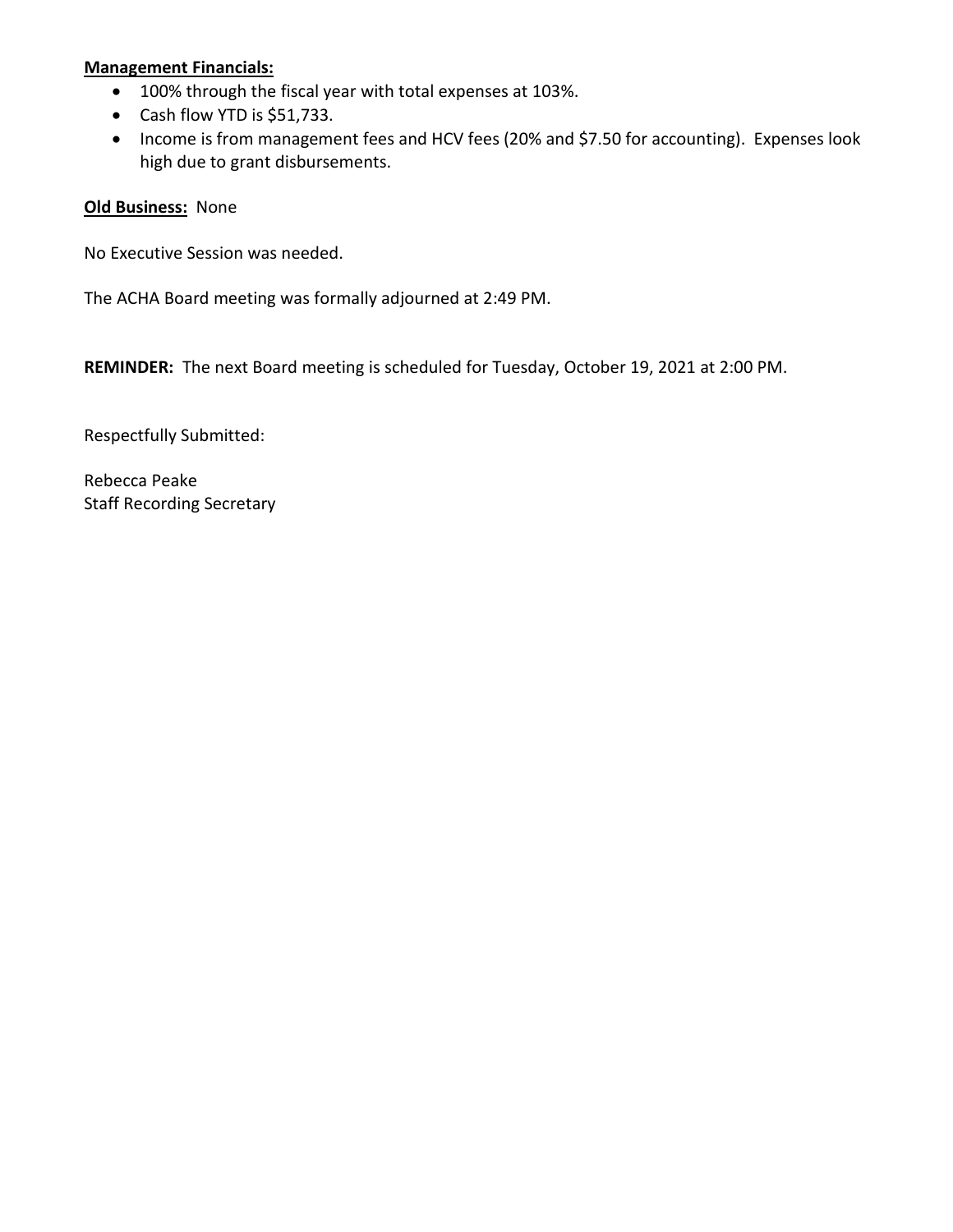**Management Financials:**

- 100% through the fiscal year with total expenses at 103%.
- Cash flow YTD is $51,733.
- Income is from management fees and HCV fees (20% and $7.50 for accounting). Expenses look high due to grant disbursements.

**Old Business:** None

No Executive Session was needed.

The ACHA Board meeting was formally adjourned at 2:49 PM.

**REMINDER:** The next Board meeting is scheduled for Tuesday, October 19, 2021 at 2:00 PM.

Respectfully Submitted:

Rebecca Peake
Staff Recording Secretary